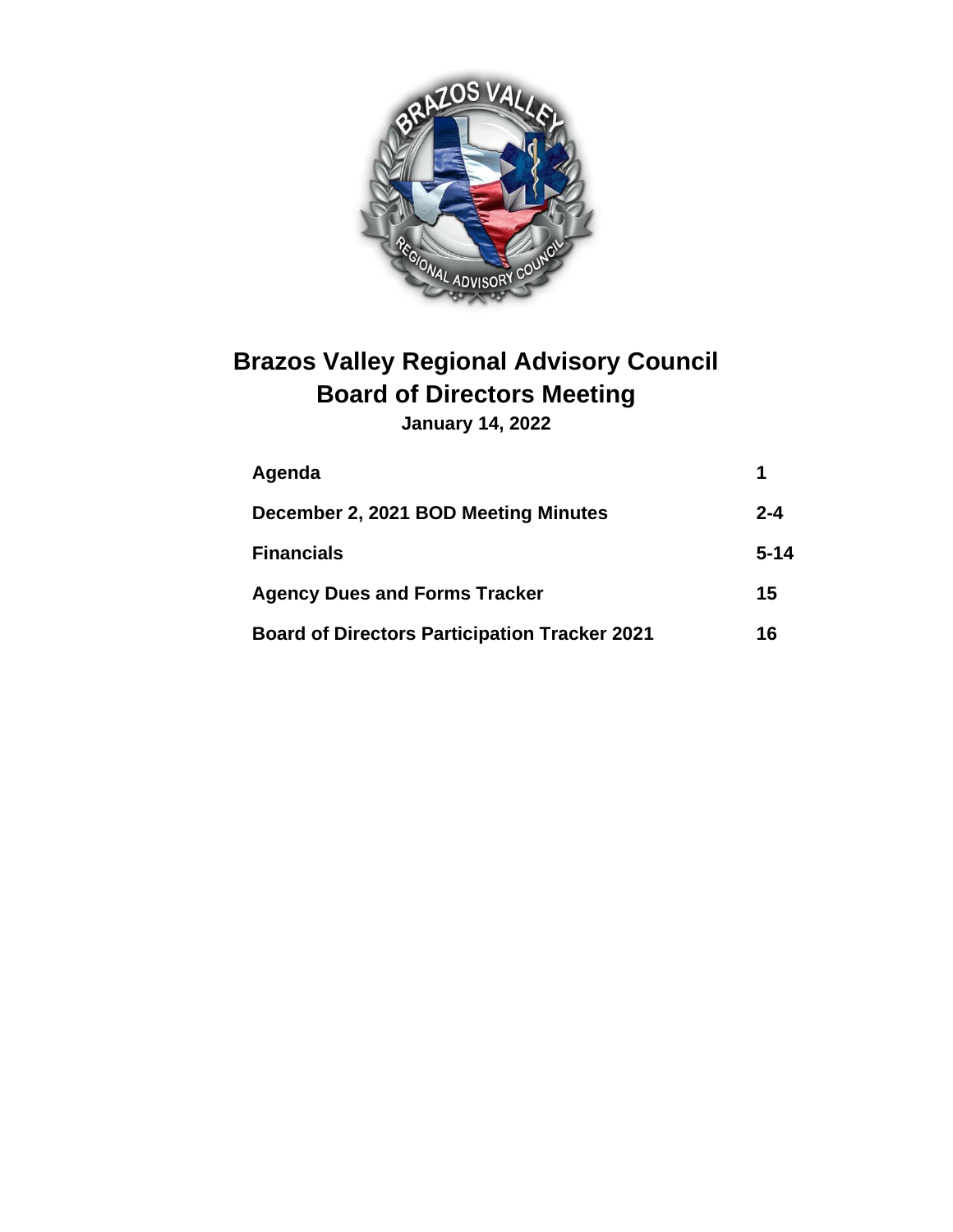# Brazos Valley Regional Advisory Council
# Board of Directors Meeting

**January 14, 2022**

| | |
|---|---|
| **Agenda** | **1** |
| **December 2, 2021 BOD Meeting Minutes** | **2-4** |
| **Financials** | **5-14** |
| **Agency Dues and Forms Tracker** | **15** |
| **Board of Directors Participation Tracker 2021** | **16** |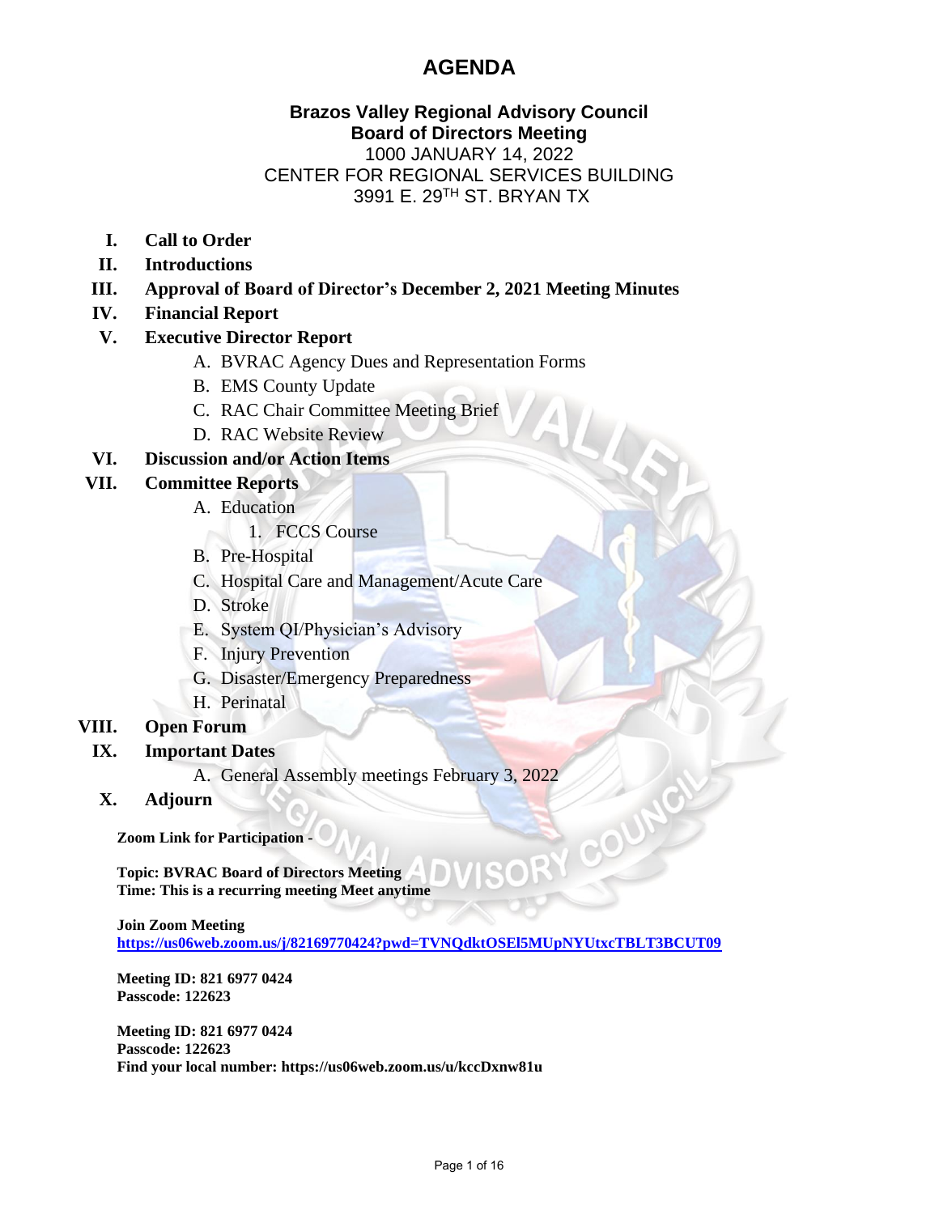# AGENDA

**Brazos Valley Regional Advisory Council**
**Board of Directors Meeting**
1000 JANUARY 14, 2022
CENTER FOR REGIONAL SERVICES BUILDING
3991 E. 29TH ST. BRYAN TX

- **I. Call to Order**
- **II. Introductions**
- **III. Approval of Board of Director's December 2, 2021 Meeting Minutes**
- **IV. Financial Report**
- **V. Executive Director Report**
  - A. BVRAC Agency Dues and Representation Forms
  - B. EMS County Update
  - C. RAC Chair Committee Meeting Brief
  - D. RAC Website Review
- **VI. Discussion and/or Action Items**
- **VII. Committee Reports**
  - A. Education
    1. FCCS Course
  - B. Pre-Hospital
  - C. Hospital Care and Management/Acute Care
  - D. Stroke
  - E. System QI/Physician's Advisory
  - F. Injury Prevention
  - G. Disaster/Emergency Preparedness
  - H. Perinatal
- **VIII. Open Forum**
- **IX. Important Dates**
  - A. General Assembly meetings February 3, 2022
- **X. Adjourn**

**Zoom Link for Participation -**

**Topic: BVRAC Board of Directors Meeting**
**Time: This is a recurring meeting Meet anytime**

**Join Zoom Meeting**
**https://us06web.zoom.us/j/82169770424?pwd=TVNQdktOSEl5MUpNYUtxcTBLT3BCUT09**

**Meeting ID: 821 6977 0424**
**Passcode: 122623**

**Meeting ID: 821 6977 0424**
**Passcode: 122623**
**Find your local number: https://us06web.zoom.us/u/kccDxnw81u**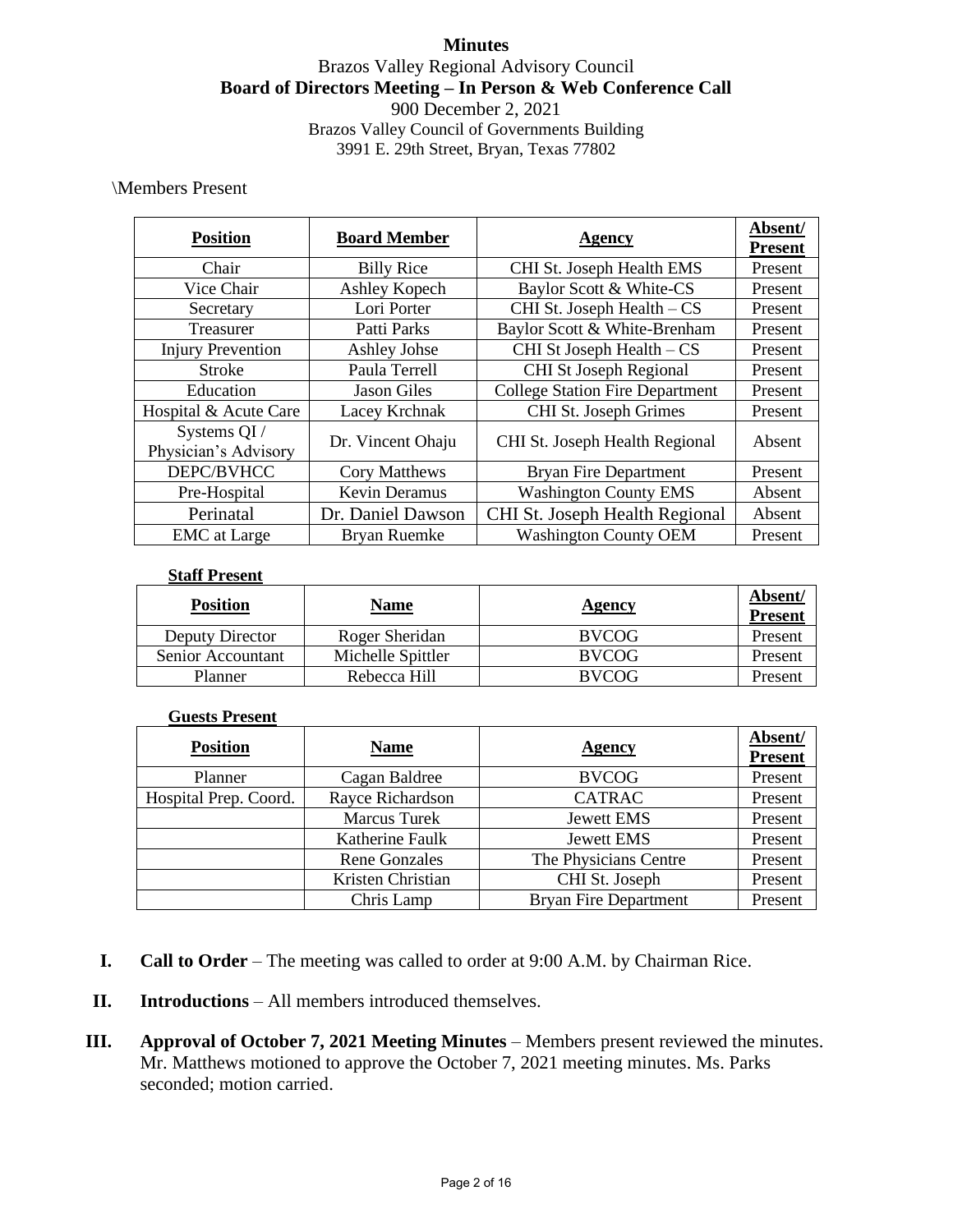**Minutes**

Brazos Valley Regional Advisory Council

**Board of Directors Meeting – In Person & Web Conference Call**

900 December 2, 2021

Brazos Valley Council of Governments Building

3991 E. 29th Street, Bryan, Texas 77802

\Members Present

| Position | Board Member | Agency | Absent/ Present |
|---|---|---|---|
| Chair | Billy Rice | CHI St. Joseph Health EMS | Present |
| Vice Chair | Ashley Kopech | Baylor Scott & White-CS | Present |
| Secretary | Lori Porter | CHI St. Joseph Health – CS | Present |
| Treasurer | Patti Parks | Baylor Scott & White-Brenham | Present |
| Injury Prevention | Ashley Johse | CHI St Joseph Health – CS | Present |
| Stroke | Paula Terrell | CHI St Joseph Regional | Present |
| Education | Jason Giles | College Station Fire Department | Present |
| Hospital & Acute Care | Lacey Krchnak | CHI St. Joseph Grimes | Present |
| Systems QI / Physician's Advisory | Dr. Vincent Ohaju | CHI St. Joseph Health Regional | Absent |
| DEPC/BVHCC | Cory Matthews | Bryan Fire Department | Present |
| Pre-Hospital | Kevin Deramus | Washington County EMS | Absent |
| Perinatal | Dr. Daniel Dawson | CHI St. Joseph Health Regional | Absent |
| EMC at Large | Bryan Ruemke | Washington County OEM | Present |

**Staff Present**

| Position | Name | Agency | Absent/ Present |
|---|---|---|---|
| Deputy Director | Roger Sheridan | BVCOG | Present |
| Senior Accountant | Michelle Spittler | BVCOG | Present |
| Planner | Rebecca Hill | BVCOG | Present |

**Guests Present**

| Position | Name | Agency | Absent/ Present |
|---|---|---|---|
| Planner | Cagan Baldree | BVCOG | Present |
| Hospital Prep. Coord. | Rayce Richardson | CATRAC | Present |
| | Marcus Turek | Jewett EMS | Present |
| | Katherine Faulk | Jewett EMS | Present |
| | Rene Gonzales | The Physicians Centre | Present |
| | Kristen Christian | CHI St. Joseph | Present |
| | Chris Lamp | Bryan Fire Department | Present |

I. **Call to Order** – The meeting was called to order at 9:00 A.M. by Chairman Rice.

II. **Introductions** – All members introduced themselves.

III. **Approval of October 7, 2021 Meeting Minutes** – Members present reviewed the minutes. Mr. Matthews motioned to approve the October 7, 2021 meeting minutes. Ms. Parks seconded; motion carried.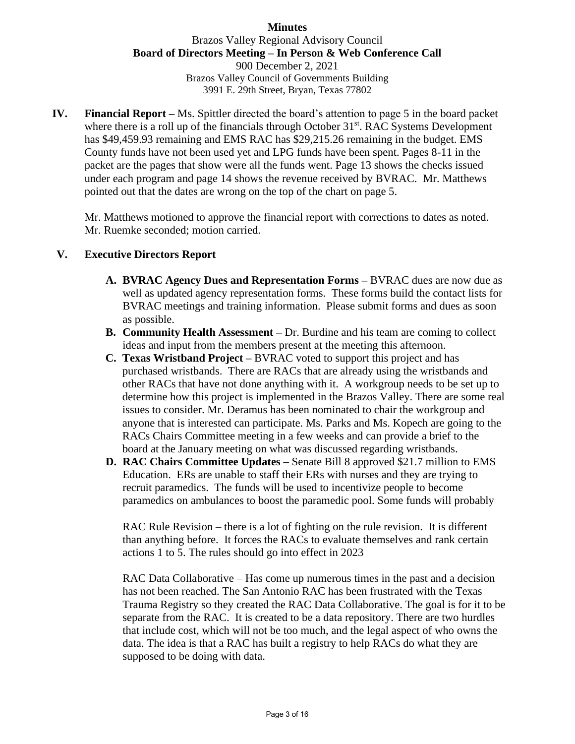**Minutes**

Brazos Valley Regional Advisory Council

**Board of Directors Meeting – In Person & Web Conference Call**

900 December 2, 2021

Brazos Valley Council of Governments Building

3991 E. 29th Street, Bryan, Texas 77802

**IV. Financial Report –** Ms. Spittler directed the board's attention to page 5 in the board packet where there is a roll up of the financials through October 31st. RAC Systems Development has $49,459.93 remaining and EMS RAC has $29,215.26 remaining in the budget. EMS County funds have not been used yet and LPG funds have been spent. Pages 8-11 in the packet are the pages that show were all the funds went. Page 13 shows the checks issued under each program and page 14 shows the revenue received by BVRAC. Mr. Matthews pointed out that the dates are wrong on the top of the chart on page 5.

Mr. Matthews motioned to approve the financial report with corrections to dates as noted. Mr. Ruemke seconded; motion carried.

**V. Executive Directors Report**

**A. BVRAC Agency Dues and Representation Forms –** BVRAC dues are now due as well as updated agency representation forms. These forms build the contact lists for BVRAC meetings and training information. Please submit forms and dues as soon as possible.

**B. Community Health Assessment –** Dr. Burdine and his team are coming to collect ideas and input from the members present at the meeting this afternoon.

**C. Texas Wristband Project –** BVRAC voted to support this project and has purchased wristbands. There are RACs that are already using the wristbands and other RACs that have not done anything with it. A workgroup needs to be set up to determine how this project is implemented in the Brazos Valley. There are some real issues to consider. Mr. Deramus has been nominated to chair the workgroup and anyone that is interested can participate. Ms. Parks and Ms. Kopech are going to the RACs Chairs Committee meeting in a few weeks and can provide a brief to the board at the January meeting on what was discussed regarding wristbands.

**D. RAC Chairs Committee Updates –** Senate Bill 8 approved $21.7 million to EMS Education. ERs are unable to staff their ERs with nurses and they are trying to recruit paramedics. The funds will be used to incentivize people to become paramedics on ambulances to boost the paramedic pool. Some funds will probably

RAC Rule Revision – there is a lot of fighting on the rule revision. It is different than anything before. It forces the RACs to evaluate themselves and rank certain actions 1 to 5. The rules should go into effect in 2023

RAC Data Collaborative – Has come up numerous times in the past and a decision has not been reached. The San Antonio RAC has been frustrated with the Texas Trauma Registry so they created the RAC Data Collaborative. The goal is for it to be separate from the RAC. It is created to be a data repository. There are two hurdles that include cost, which will not be too much, and the legal aspect of who owns the data. The idea is that a RAC has built a registry to help RACs do what they are supposed to be doing with data.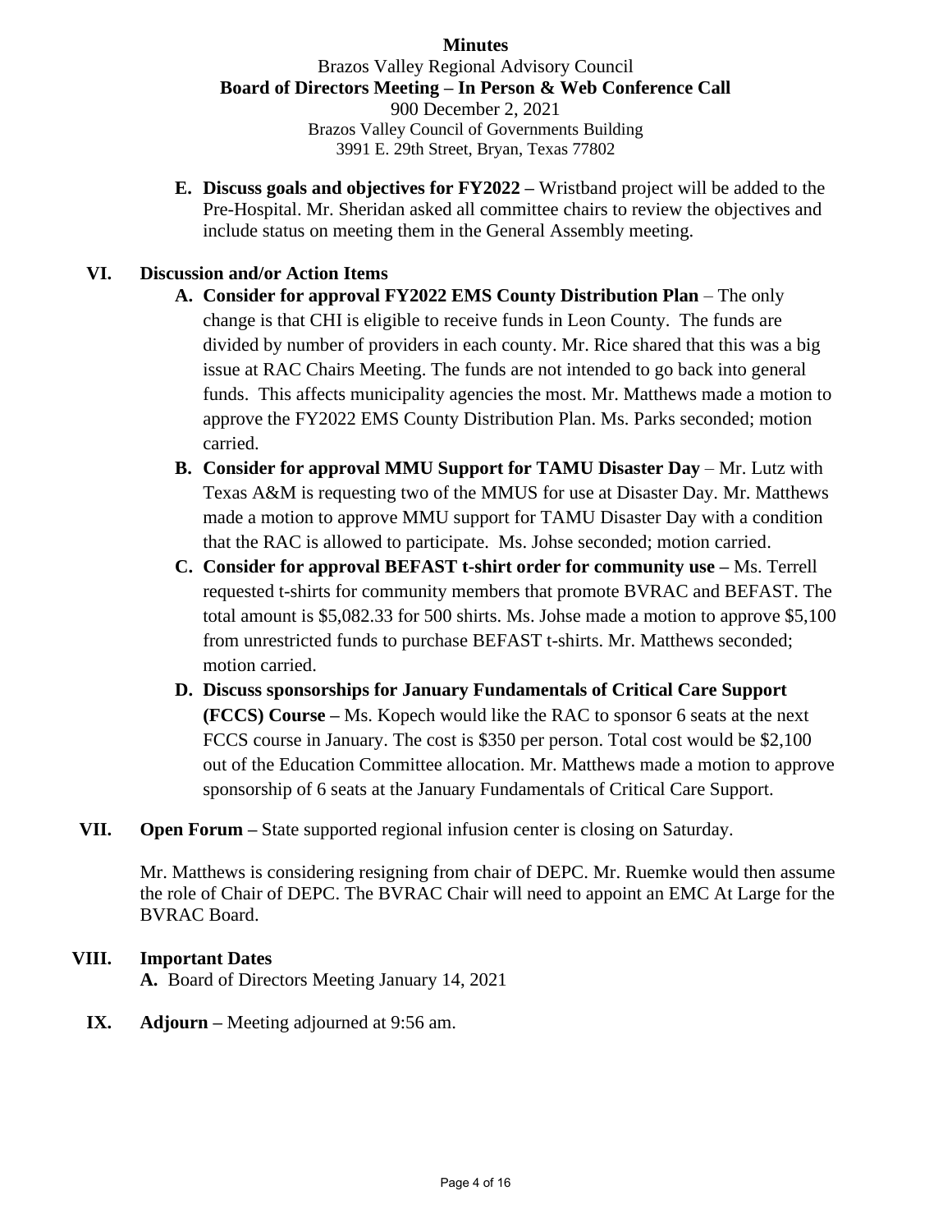**Minutes**

Brazos Valley Regional Advisory Council

**Board of Directors Meeting – In Person & Web Conference Call**

900 December 2, 2021

Brazos Valley Council of Governments Building

3991 E. 29th Street, Bryan, Texas 77802

E. **Discuss goals and objectives for FY2022 –** Wristband project will be added to the Pre-Hospital. Mr. Sheridan asked all committee chairs to review the objectives and include status on meeting them in the General Assembly meeting.

**VI. Discussion and/or Action Items**

A. **Consider for approval FY2022 EMS County Distribution Plan** – The only change is that CHI is eligible to receive funds in Leon County. The funds are divided by number of providers in each county. Mr. Rice shared that this was a big issue at RAC Chairs Meeting. The funds are not intended to go back into general funds. This affects municipality agencies the most. Mr. Matthews made a motion to approve the FY2022 EMS County Distribution Plan. Ms. Parks seconded; motion carried.

B. **Consider for approval MMU Support for TAMU Disaster Day** – Mr. Lutz with Texas A&M is requesting two of the MMUS for use at Disaster Day. Mr. Matthews made a motion to approve MMU support for TAMU Disaster Day with a condition that the RAC is allowed to participate. Ms. Johse seconded; motion carried.

C. **Consider for approval BEFAST t-shirt order for community use –** Ms. Terrell requested t-shirts for community members that promote BVRAC and BEFAST. The total amount is $5,082.33 for 500 shirts. Ms. Johse made a motion to approve $5,100 from unrestricted funds to purchase BEFAST t-shirts. Mr. Matthews seconded; motion carried.

D. **Discuss sponsorships for January Fundamentals of Critical Care Support (FCCS) Course –** Ms. Kopech would like the RAC to sponsor 6 seats at the next FCCS course in January. The cost is $350 per person. Total cost would be $2,100 out of the Education Committee allocation. Mr. Matthews made a motion to approve sponsorship of 6 seats at the January Fundamentals of Critical Care Support.

**VII. Open Forum –** State supported regional infusion center is closing on Saturday.

Mr. Matthews is considering resigning from chair of DEPC. Mr. Ruemke would then assume the role of Chair of DEPC. The BVRAC Chair will need to appoint an EMC At Large for the BVRAC Board.

**VIII. Important Dates**

**A.** Board of Directors Meeting January 14, 2021

**IX. Adjourn –** Meeting adjourned at 9:56 am.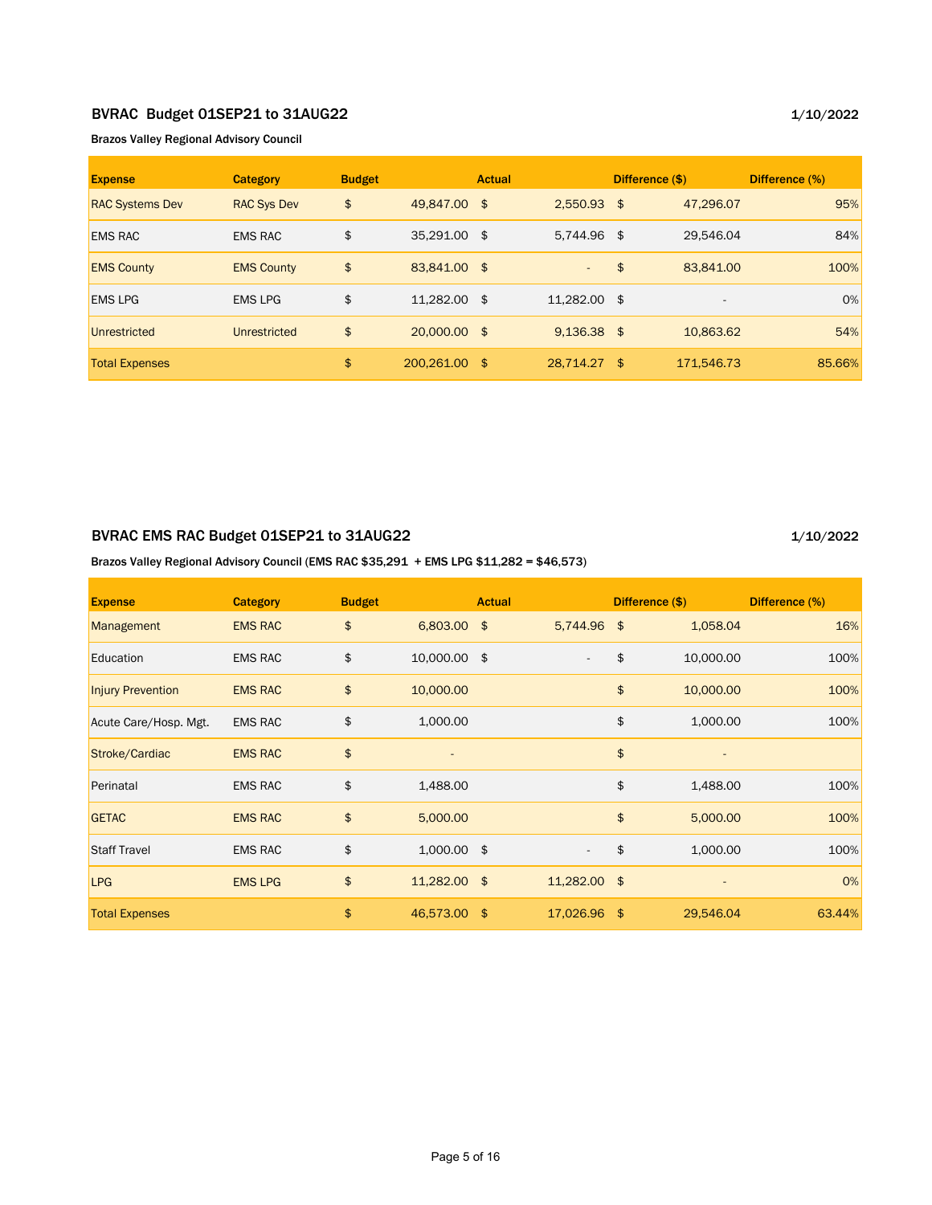## BVRAC Budget 01SEP21 to 31AUG22

1/10/2022

**Brazos Valley Regional Advisory Council**

| Expense | Category | Budget | Actual | Difference ($) | Difference (%) |
|---|---|---|---|---|---|
| RAC Systems Dev | RAC Sys Dev | $ 49,847.00 | $ 2,550.93 | $ 47,296.07 | 95% |
| EMS RAC | EMS RAC | $ 35,291.00 | $ 5,744.96 | $ 29,546.04 | 84% |
| EMS County | EMS County | $ 83,841.00 | $ - | $ 83,841.00 | 100% |
| EMS LPG | EMS LPG | $ 11,282.00 | $ 11,282.00 | $ - | 0% |
| Unrestricted | Unrestricted | $ 20,000.00 | $ 9,136.38 | $ 10,863.62 | 54% |
| Total Expenses | | $ 200,261.00 | $ 28,714.27 | $ 171,546.73 | 85.66% |

## BVRAC EMS RAC Budget 01SEP21 to 31AUG22

1/10/2022

**Brazos Valley Regional Advisory Council (EMS RAC $35,291 + EMS LPG $11,282 = $46,573)**

| Expense | Category | Budget | Actual | Difference ($) | Difference (%) |
|---|---|---|---|---|---|
| Management | EMS RAC | $ 6,803.00 | $ 5,744.96 | $ 1,058.04 | 16% |
| Education | EMS RAC | $ 10,000.00 | $ - | $ 10,000.00 | 100% |
| Injury Prevention | EMS RAC | $ 10,000.00 | | $ 10,000.00 | 100% |
| Acute Care/Hosp. Mgt. | EMS RAC | $ 1,000.00 | | $ 1,000.00 | 100% |
| Stroke/Cardiac | EMS RAC | $ - | | $ - | |
| Perinatal | EMS RAC | $ 1,488.00 | | $ 1,488.00 | 100% |
| GETAC | EMS RAC | $ 5,000.00 | | $ 5,000.00 | 100% |
| Staff Travel | EMS RAC | $ 1,000.00 | $ - | $ 1,000.00 | 100% |
| LPG | EMS LPG | $ 11,282.00 | $ 11,282.00 | $ - | 0% |
| Total Expenses | | $ 46,573.00 | $ 17,026.96 | $ 29,546.04 | 63.44% |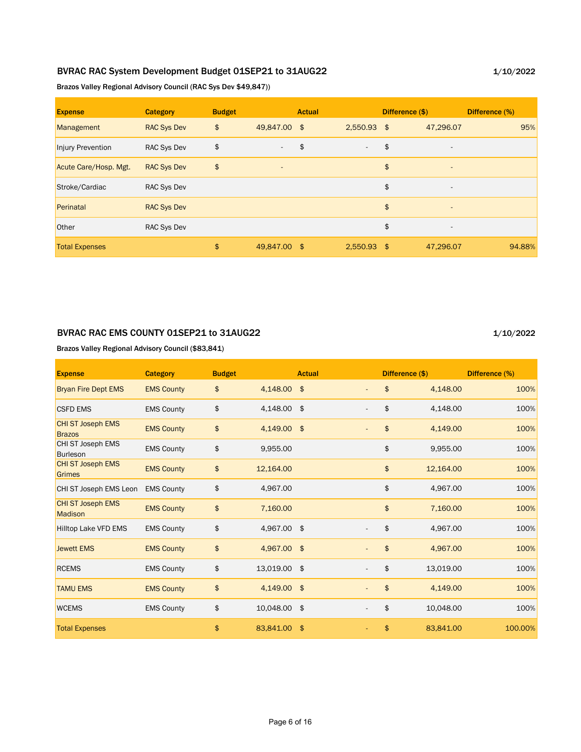## BVRAC RAC System Development Budget 01SEP21 to 31AUG22

1/10/2022

**Brazos Valley Regional Advisory Council (RAC Sys Dev $49,847))**

| Expense | Category | Budget | Actual | Difference ($) | Difference (%) |
|---|---|---|---|---|---|
| Management | RAC Sys Dev | $ 49,847.00 | $ 2,550.93 | $ 47,296.07 | 95% |
| Injury Prevention | RAC Sys Dev | $ - | $ - | $ - | |
| Acute Care/Hosp. Mgt. | RAC Sys Dev | $ - | | $ - | |
| Stroke/Cardiac | RAC Sys Dev | | | $ - | |
| Perinatal | RAC Sys Dev | | | $ - | |
| Other | RAC Sys Dev | | | $ - | |
| Total Expenses | | $ 49,847.00 | $ 2,550.93 | $ 47,296.07 | 94.88% |

## BVRAC RAC EMS COUNTY 01SEP21 to 31AUG22

1/10/2022

**Brazos Valley Regional Advisory Council ($83,841)**

| Expense | Category | Budget | Actual | Difference ($) | Difference (%) |
|---|---|---|---|---|---|
| Bryan Fire Dept EMS | EMS County | $ 4,148.00 | $ - | $ 4,148.00 | 100% |
| CSFD EMS | EMS County | $ 4,148.00 | $ - | $ 4,148.00 | 100% |
| CHI ST Joseph EMS Brazos | EMS County | $ 4,149.00 | $ - | $ 4,149.00 | 100% |
| CHI ST Joseph EMS Burleson | EMS County | $ 9,955.00 | | $ 9,955.00 | 100% |
| CHI ST Joseph EMS Grimes | EMS County | $ 12,164.00 | | $ 12,164.00 | 100% |
| CHI ST Joseph EMS Leon | EMS County | $ 4,967.00 | | $ 4,967.00 | 100% |
| CHI ST Joseph EMS Madison | EMS County | $ 7,160.00 | | $ 7,160.00 | 100% |
| Hilltop Lake VFD EMS | EMS County | $ 4,967.00 | $ - | $ 4,967.00 | 100% |
| Jewett EMS | EMS County | $ 4,967.00 | $ - | $ 4,967.00 | 100% |
| RCEMS | EMS County | $ 13,019.00 | $ - | $ 13,019.00 | 100% |
| TAMU EMS | EMS County | $ 4,149.00 | $ - | $ 4,149.00 | 100% |
| WCEMS | EMS County | $ 10,048.00 | $ - | $ 10,048.00 | 100% |
| Total Expenses | | $ 83,841.00 | $ - | $ 83,841.00 | 100.00% |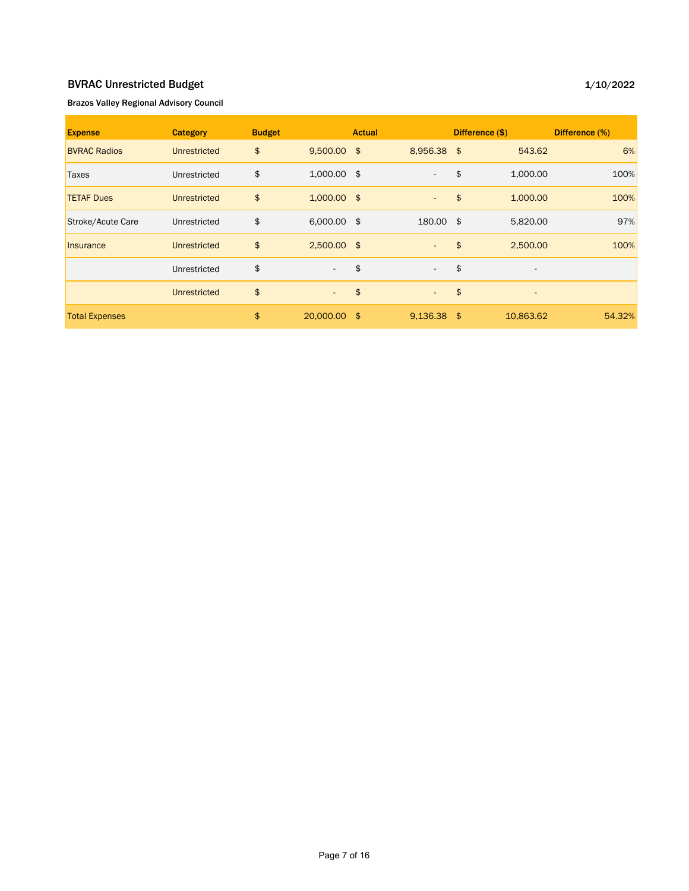## BVRAC Unrestricted Budget

1/10/2022

**Brazos Valley Regional Advisory Council**

| Expense | Category | Budget | Actual | Difference ($) | Difference (%) |
|---|---|---|---|---|---|
| BVRAC Radios | Unrestricted | $ 9,500.00 | $ 8,956.38 | $ 543.62 | 6% |
| Taxes | Unrestricted | $ 1,000.00 | $ - | $ 1,000.00 | 100% |
| TETAF Dues | Unrestricted | $ 1,000.00 | $ - | $ 1,000.00 | 100% |
| Stroke/Acute Care | Unrestricted | $ 6,000.00 | $ 180.00 | $ 5,820.00 | 97% |
| Insurance | Unrestricted | $ 2,500.00 | $ - | $ 2,500.00 | 100% |
| | Unrestricted | $ - | $ - | $ - | |
| | Unrestricted | $ - | $ - | $ - | |
| Total Expenses | | $ 20,000.00 | $ 9,136.38 | $ 10,863.62 | 54.32% |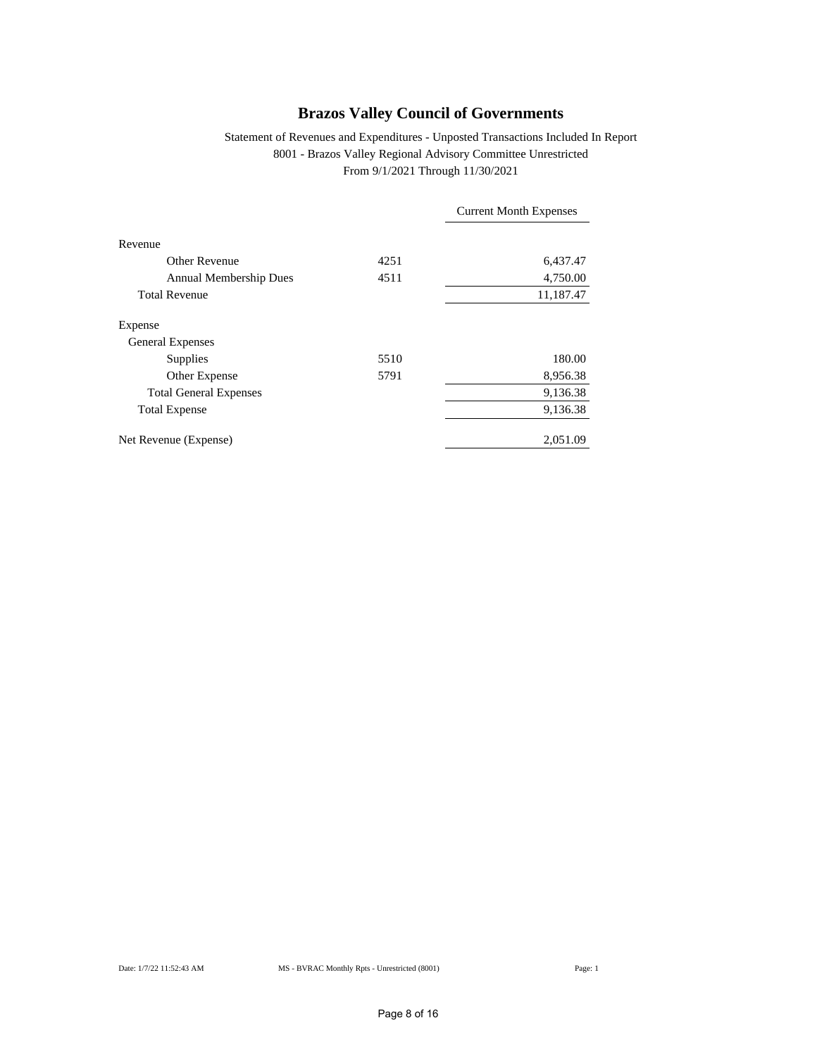# Brazos Valley Council of Governments

Statement of Revenues and Expenditures - Unposted Transactions Included In Report
8001 - Brazos Valley Regional Advisory Committee Unrestricted
From 9/1/2021 Through 11/30/2021

| | | Current Month Expenses |
|---|---|---|
| Revenue | | |
| Other Revenue | 4251 | 6,437.47 |
| Annual Membership Dues | 4511 | 4,750.00 |
| Total Revenue | | 11,187.47 |
| Expense | | |
| General Expenses | | |
| Supplies | 5510 | 180.00 |
| Other Expense | 5791 | 8,956.38 |
| Total General Expenses | | 9,136.38 |
| Total Expense | | 9,136.38 |
| Net Revenue (Expense) | | 2,051.09 |

Date: 1/7/22 11:52:43 AM MS - BVRAC Monthly Rpts - Unrestricted (8001) Page: 1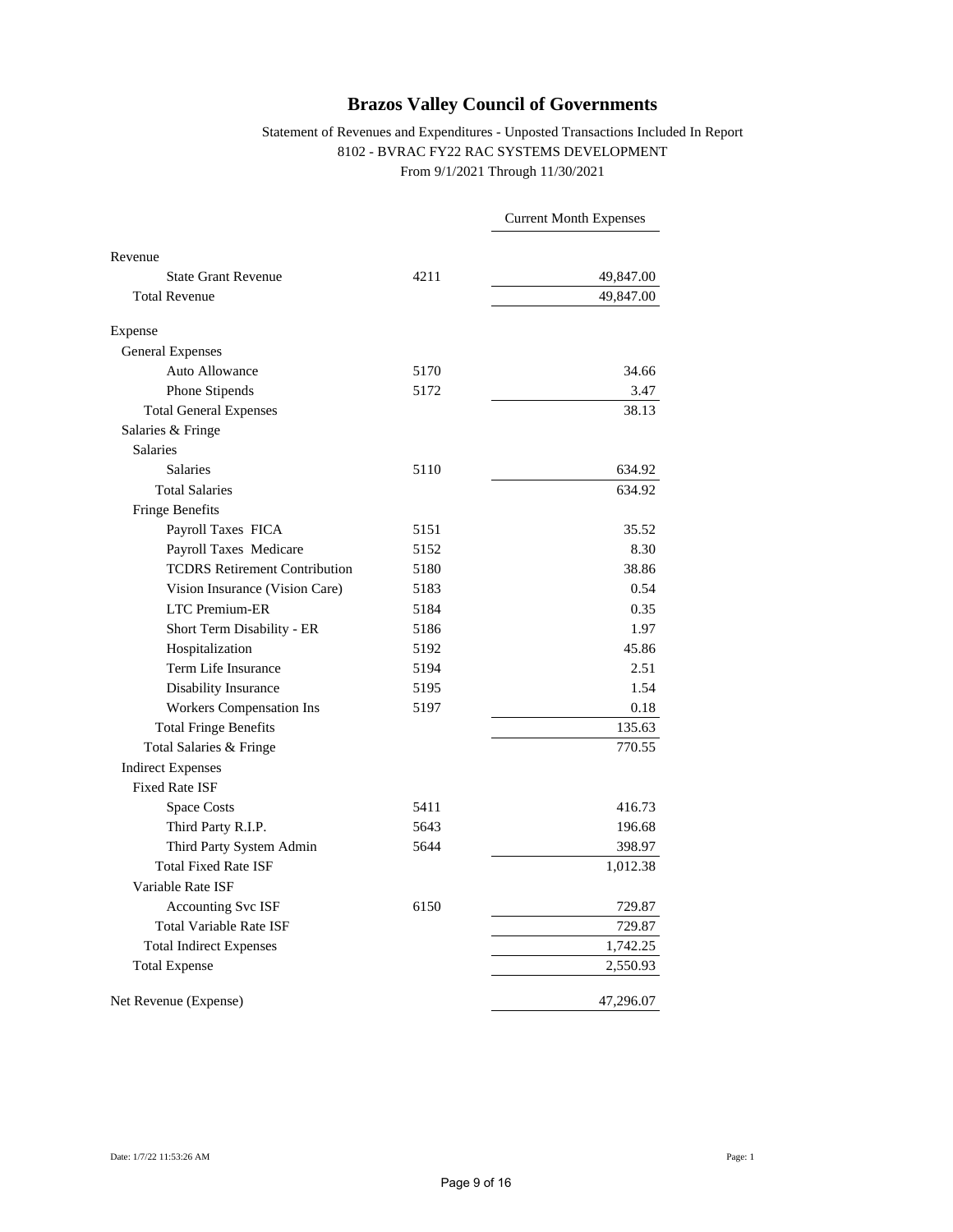# Brazos Valley Council of Governments

Statement of Revenues and Expenditures - Unposted Transactions Included In Report
8102 - BVRAC FY22 RAC SYSTEMS DEVELOPMENT
From 9/1/2021 Through 11/30/2021

| | | Current Month Expenses |
|---|---|---|
| Revenue | | |
| State Grant Revenue | 4211 | 49,847.00 |
| Total Revenue | | 49,847.00 |
| Expense | | |
| General Expenses | | |
| Auto Allowance | 5170 | 34.66 |
| Phone Stipends | 5172 | 3.47 |
| Total General Expenses | | 38.13 |
| Salaries & Fringe | | |
| Salaries | | |
| Salaries | 5110 | 634.92 |
| Total Salaries | | 634.92 |
| Fringe Benefits | | |
| Payroll Taxes FICA | 5151 | 35.52 |
| Payroll Taxes Medicare | 5152 | 8.30 |
| TCDRS Retirement Contribution | 5180 | 38.86 |
| Vision Insurance (Vision Care) | 5183 | 0.54 |
| LTC Premium-ER | 5184 | 0.35 |
| Short Term Disability - ER | 5186 | 1.97 |
| Hospitalization | 5192 | 45.86 |
| Term Life Insurance | 5194 | 2.51 |
| Disability Insurance | 5195 | 1.54 |
| Workers Compensation Ins | 5197 | 0.18 |
| Total Fringe Benefits | | 135.63 |
| Total Salaries & Fringe | | 770.55 |
| Indirect Expenses | | |
| Fixed Rate ISF | | |
| Space Costs | 5411 | 416.73 |
| Third Party R.I.P. | 5643 | 196.68 |
| Third Party System Admin | 5644 | 398.97 |
| Total Fixed Rate ISF | | 1,012.38 |
| Variable Rate ISF | | |
| Accounting Svc ISF | 6150 | 729.87 |
| Total Variable Rate ISF | | 729.87 |
| Total Indirect Expenses | | 1,742.25 |
| Total Expense | | 2,550.93 |
| Net Revenue (Expense) | | 47,296.07 |

Date: 1/7/22 11:53:26 AM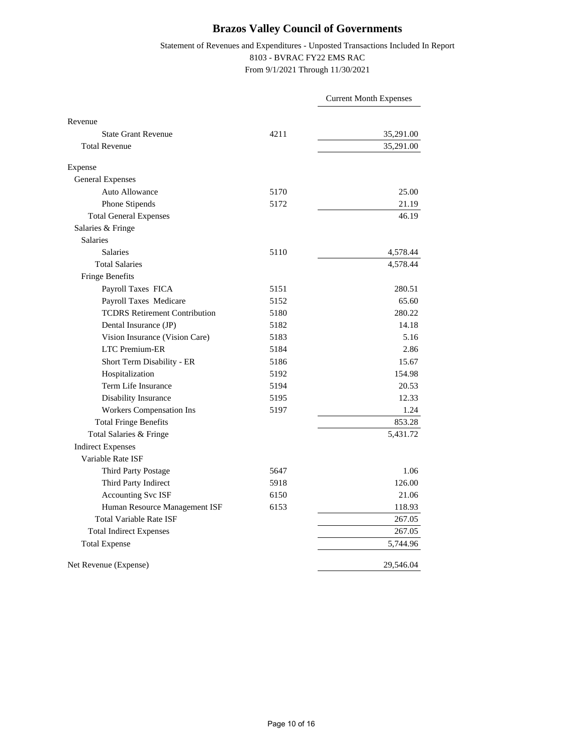# Brazos Valley Council of Governments

Statement of Revenues and Expenditures - Unposted Transactions Included In Report
8103 - BVRAC FY22 EMS RAC
From 9/1/2021 Through 11/30/2021

| | | Current Month Expenses |
|---|---|---|
| **Revenue** | | |
| State Grant Revenue | 4211 | 35,291.00 |
| Total Revenue | | 35,291.00 |
| **Expense** | | |
| General Expenses | | |
| Auto Allowance | 5170 | 25.00 |
| Phone Stipends | 5172 | 21.19 |
| Total General Expenses | | 46.19 |
| Salaries & Fringe | | |
| Salaries | | |
| Salaries | 5110 | 4,578.44 |
| Total Salaries | | 4,578.44 |
| Fringe Benefits | | |
| Payroll Taxes FICA | 5151 | 280.51 |
| Payroll Taxes Medicare | 5152 | 65.60 |
| TCDRS Retirement Contribution | 5180 | 280.22 |
| Dental Insurance (JP) | 5182 | 14.18 |
| Vision Insurance (Vision Care) | 5183 | 5.16 |
| LTC Premium-ER | 5184 | 2.86 |
| Short Term Disability - ER | 5186 | 15.67 |
| Hospitalization | 5192 | 154.98 |
| Term Life Insurance | 5194 | 20.53 |
| Disability Insurance | 5195 | 12.33 |
| Workers Compensation Ins | 5197 | 1.24 |
| Total Fringe Benefits | | 853.28 |
| Total Salaries & Fringe | | 5,431.72 |
| Indirect Expenses | | |
| Variable Rate ISF | | |
| Third Party Postage | 5647 | 1.06 |
| Third Party Indirect | 5918 | 126.00 |
| Accounting Svc ISF | 6150 | 21.06 |
| Human Resource Management ISF | 6153 | 118.93 |
| Total Variable Rate ISF | | 267.05 |
| Total Indirect Expenses | | 267.05 |
| Total Expense | | 5,744.96 |
| Net Revenue (Expense) | | 29,546.04 |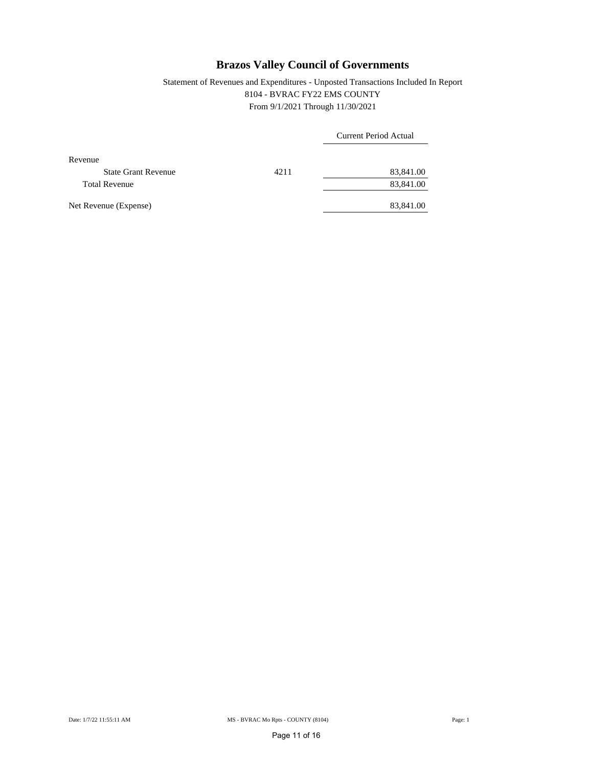# Brazos Valley Council of Governments

Statement of Revenues and Expenditures - Unposted Transactions Included In Report
8104 - BVRAC FY22 EMS COUNTY
From 9/1/2021 Through 11/30/2021

| | | Current Period Actual |
|---|---|---|
| Revenue | | |
| State Grant Revenue | 4211 | 83,841.00 |
| Total Revenue | | 83,841.00 |
| Net Revenue (Expense) | | 83,841.00 |

Date: 1/7/22 11:55:11 AM MS - BVRAC Mo Rpts - COUNTY (8104) Page: 1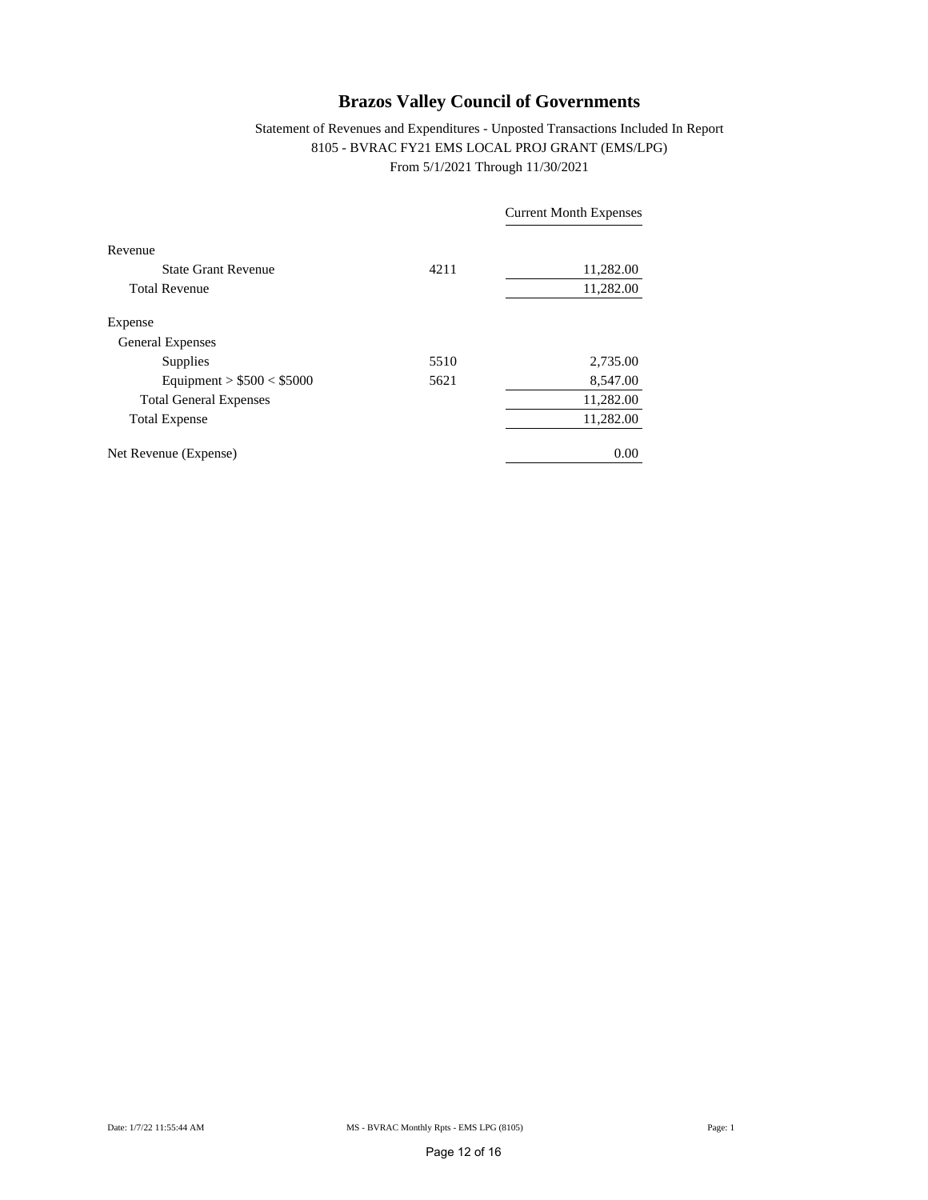# Brazos Valley Council of Governments

Statement of Revenues and Expenditures - Unposted Transactions Included In Report
8105 - BVRAC FY21 EMS LOCAL PROJ GRANT (EMS/LPG)
From 5/1/2021 Through 11/30/2021

| | | Current Month Expenses |
|---|---|---|
| Revenue | | |
| State Grant Revenue | 4211 | 11,282.00 |
| Total Revenue | | 11,282.00 |
| Expense | | |
| General Expenses | | |
| Supplies | 5510 | 2,735.00 |
| Equipment > $500 < $5000 | 5621 | 8,547.00 |
| Total General Expenses | | 11,282.00 |
| Total Expense | | 11,282.00 |
| Net Revenue (Expense) | | 0.00 |

Date: 1/7/22 11:55:44 AM | MS - BVRAC Monthly Rpts - EMS LPG (8105) | Page: 1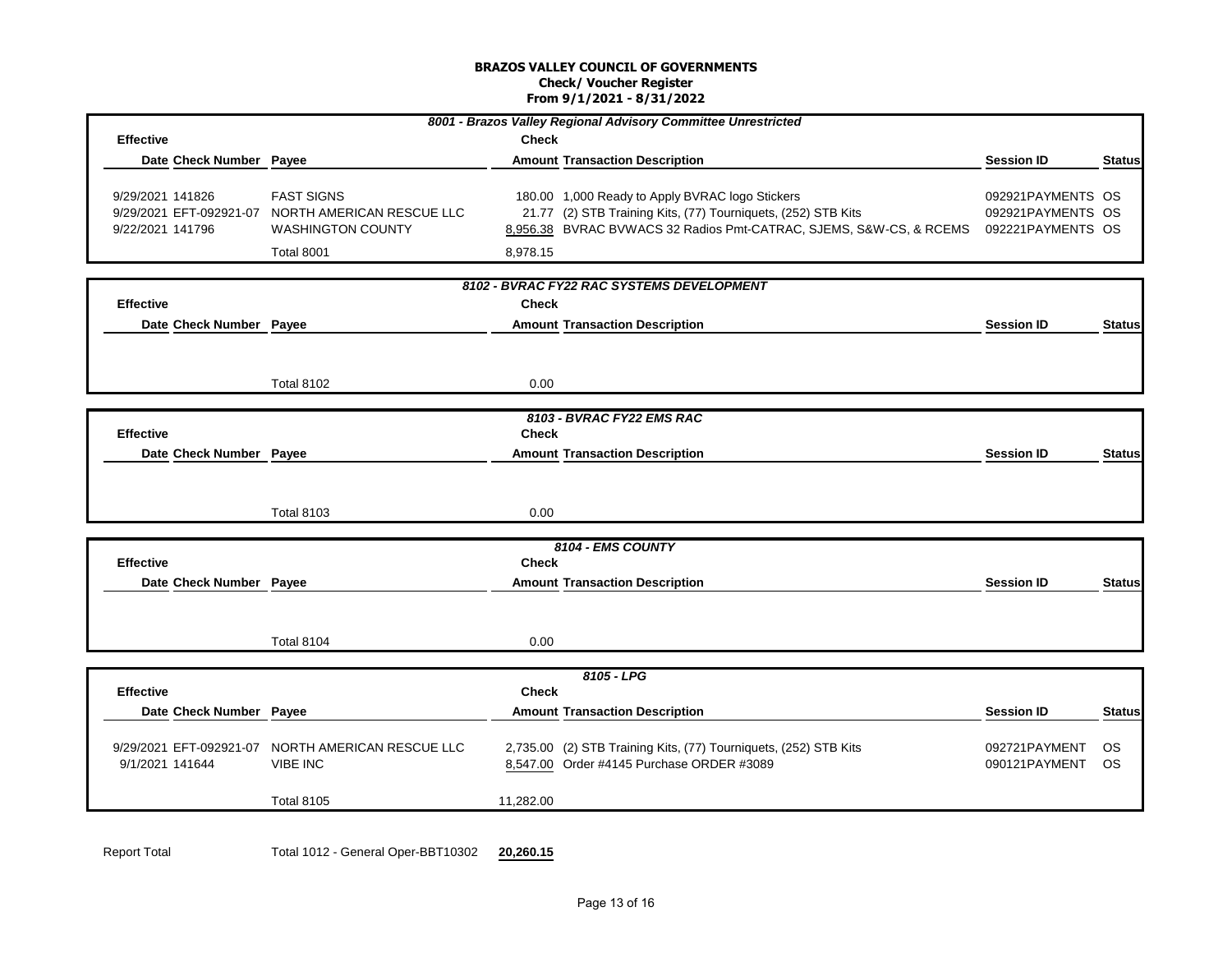# BRAZOS VALLEY COUNCIL OF GOVERNMENTS
## Check/ Voucher Register
### From 9/1/2021 - 8/31/2022

**8001 - Brazos Valley Regional Advisory Committee Unrestricted**

| Effective Date | Check Number | Payee | Check Amount | Transaction Description | Session ID | Status |
|---|---|---|---|---|---|---|
| 9/29/2021 | 141826 | FAST SIGNS | 180.00 | 1,000 Ready to Apply BVRAC logo Stickers | 092921PAYMENTS | OS |
| 9/29/2021 | EFT-092921-07 | NORTH AMERICAN RESCUE LLC | 21.77 | (2) STB Training Kits, (77) Tourniquets, (252) STB Kits | 092921PAYMENTS | OS |
| 9/22/2021 | 141796 | WASHINGTON COUNTY | 8,956.38 | BVRAC BVWACS 32 Radios Pmt-CATRAC, SJEMS, S&W-CS, & RCEMS | 092221PAYMENTS | OS |
| | | Total 8001 | 8,978.15 | | | |

**8102 - BVRAC FY22 RAC SYSTEMS DEVELOPMENT**

| Effective Date | Check Number | Payee | Check Amount | Transaction Description | Session ID | Status |
|---|---|---|---|---|---|---|
| | | Total 8102 | 0.00 | | | |

**8103 - BVRAC FY22 EMS RAC**

| Effective Date | Check Number | Payee | Check Amount | Transaction Description | Session ID | Status |
|---|---|---|---|---|---|---|
| | | Total 8103 | 0.00 | | | |

**8104 - EMS COUNTY**

| Effective Date | Check Number | Payee | Check Amount | Transaction Description | Session ID | Status |
|---|---|---|---|---|---|---|
| | | Total 8104 | 0.00 | | | |

**8105 - LPG**

| Effective Date | Check Number | Payee | Check Amount | Transaction Description | Session ID | Status |
|---|---|---|---|---|---|---|
| 9/29/2021 | EFT-092921-07 | NORTH AMERICAN RESCUE LLC | 2,735.00 | (2) STB Training Kits, (77) Tourniquets, (252) STB Kits | 092721PAYMENT | OS |
| 9/1/2021 | 141644 | VIBE INC | 8,547.00 | Order #4145 Purchase ORDER #3089 | 090121PAYMENT | OS |
| | | Total 8105 | 11,282.00 | | | |

Report Total — Total 1012 - General Oper-BBT10302 — **20,260.15**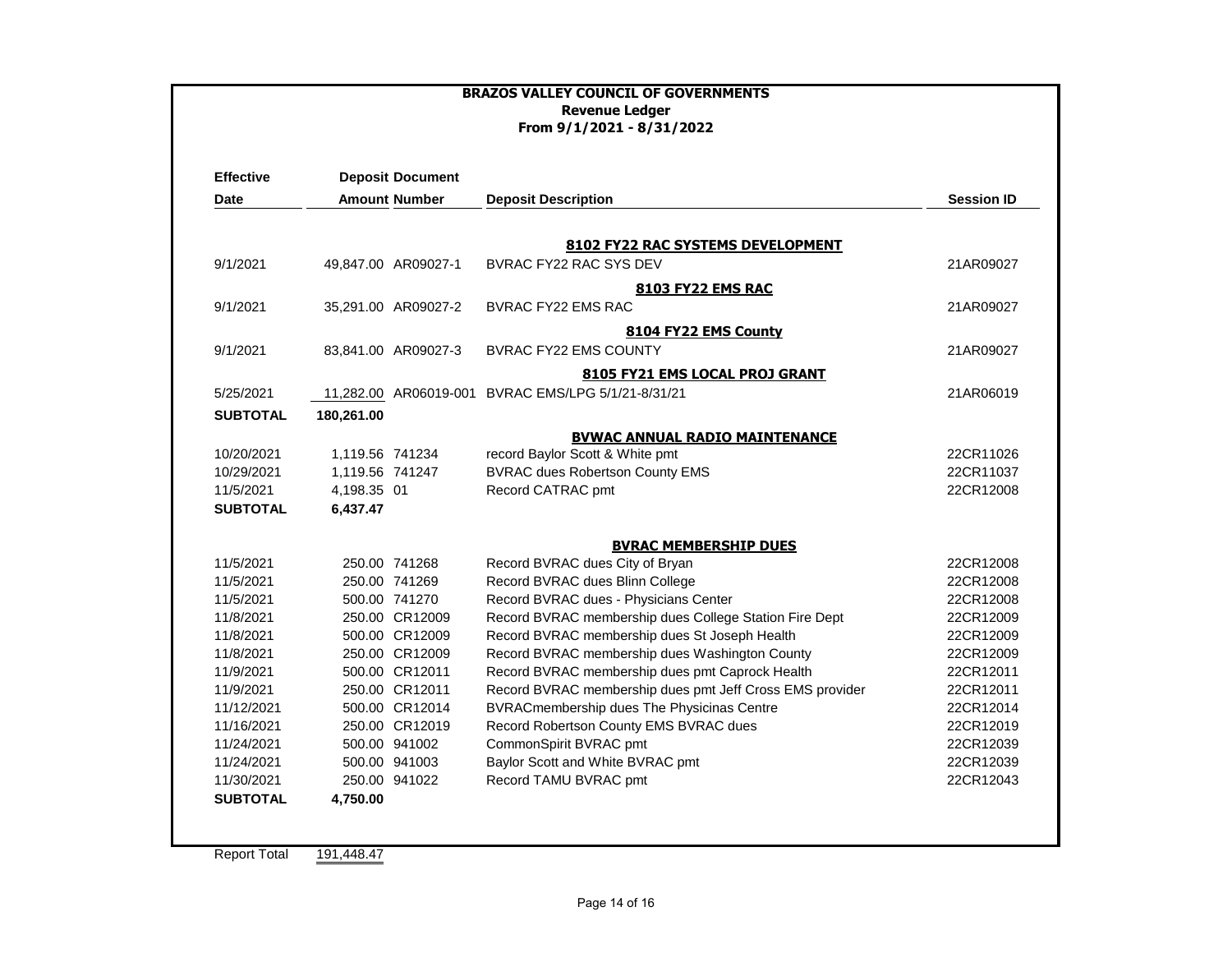**BRAZOS VALLEY COUNCIL OF GOVERNMENTS**
**Revenue Ledger**
**From 9/1/2021 - 8/31/2022**

| Effective Date | Deposit Amount | Document Number | Deposit Description | Session ID |
|---|---|---|---|---|
| | | | **8102 FY22 RAC SYSTEMS DEVELOPMENT** | |
| 9/1/2021 | 49,847.00 | AR09027-1 | BVRAC FY22 RAC SYS DEV | 21AR09027 |
| | | | **8103 FY22 EMS RAC** | |
| 9/1/2021 | 35,291.00 | AR09027-2 | BVRAC FY22 EMS RAC | 21AR09027 |
| | | | **8104 FY22 EMS County** | |
| 9/1/2021 | 83,841.00 | AR09027-3 | BVRAC FY22 EMS COUNTY | 21AR09027 |
| | | | **8105 FY21 EMS LOCAL PROJ GRANT** | |
| 5/25/2021 | 11,282.00 | AR06019-001 | BVRAC EMS/LPG 5/1/21-8/31/21 | 21AR06019 |
| **SUBTOTAL** | **180,261.00** | | | |
| | | | **BVWAC ANNUAL RADIO MAINTENANCE** | |
| 10/20/2021 | 1,119.56 | 741234 | record Baylor Scott & White pmt | 22CR11026 |
| 10/29/2021 | 1,119.56 | 741247 | BVRAC dues Robertson County EMS | 22CR11037 |
| 11/5/2021 | 4,198.35 | 01 | Record CATRAC pmt | 22CR12008 |
| **SUBTOTAL** | **6,437.47** | | | |
| | | | **BVRAC MEMBERSHIP DUES** | |
| 11/5/2021 | 250.00 | 741268 | Record BVRAC dues City of Bryan | 22CR12008 |
| 11/5/2021 | 250.00 | 741269 | Record BVRAC dues Blinn College | 22CR12008 |
| 11/5/2021 | 500.00 | 741270 | Record BVRAC dues - Physicians Center | 22CR12008 |
| 11/8/2021 | 250.00 | CR12009 | Record BVRAC membership dues College Station Fire Dept | 22CR12009 |
| 11/8/2021 | 500.00 | CR12009 | Record BVRAC membership dues St Joseph Health | 22CR12009 |
| 11/8/2021 | 250.00 | CR12009 | Record BVRAC membership dues Washington County | 22CR12009 |
| 11/9/2021 | 500.00 | CR12011 | Record BVRAC membership dues pmt Caprock Health | 22CR12011 |
| 11/9/2021 | 250.00 | CR12011 | Record BVRAC membership dues pmt Jeff Cross EMS provider | 22CR12011 |
| 11/12/2021 | 500.00 | CR12014 | BVRACmembership dues The Physicinas Centre | 22CR12014 |
| 11/16/2021 | 250.00 | CR12019 | Record Robertson County EMS BVRAC dues | 22CR12019 |
| 11/24/2021 | 500.00 | 941002 | CommonSpirit BVRAC pmt | 22CR12039 |
| 11/24/2021 | 500.00 | 941003 | Baylor Scott and White BVRAC pmt | 22CR12039 |
| 11/30/2021 | 250.00 | 941022 | Record TAMU BVRAC pmt | 22CR12043 |
| **SUBTOTAL** | **4,750.00** | | | |

Report Total 191,448.47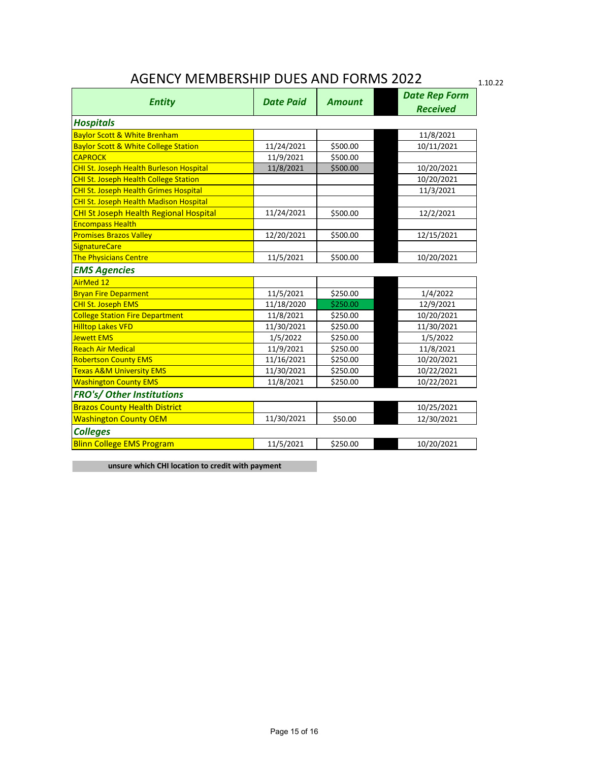# AGENCY MEMBERSHIP DUES AND FORMS 2022

1.10.22

| *Entity* | *Date Paid* | *Amount* | | *Date Rep Form Received* |
|---|---|---|---|---|
| ***Hospitals*** | | | | |
| Baylor Scott & White Brenham | | | | 11/8/2021 |
| Baylor Scott & White College Station | 11/24/2021 | $500.00 | | 10/11/2021 |
| CAPROCK | 11/9/2021 | $500.00 | | |
| CHI St. Joseph Health Burleson Hospital | 11/8/2021 | $500.00 | | 10/20/2021 |
| CHI St. Joseph Health College Station | | | | 10/20/2021 |
| CHI St. Joseph Health Grimes Hospital | | | | 11/3/2021 |
| CHI St. Joseph Health Madison Hospital | | | | |
| CHI St Joseph Health Regional Hospital | 11/24/2021 | $500.00 | | 12/2/2021 |
| Encompass Health | | | | |
| Promises Brazos Valley | 12/20/2021 | $500.00 | | 12/15/2021 |
| SignatureCare | | | | |
| The Physicians Centre | 11/5/2021 | $500.00 | | 10/20/2021 |
| ***EMS Agencies*** | | | | |
| AirMed 12 | | | | |
| Bryan Fire Deparment | 11/5/2021 | $250.00 | | 1/4/2022 |
| CHI St. Joseph EMS | 11/18/2020 | $250.00 | | 12/9/2021 |
| College Station Fire Department | 11/8/2021 | $250.00 | | 10/20/2021 |
| Hilltop Lakes VFD | 11/30/2021 | $250.00 | | 11/30/2021 |
| Jewett EMS | 1/5/2022 | $250.00 | | 1/5/2022 |
| Reach Air Medical | 11/9/2021 | $250.00 | | 11/8/2021 |
| Robertson County EMS | 11/16/2021 | $250.00 | | 10/20/2021 |
| Texas A&M University EMS | 11/30/2021 | $250.00 | | 10/22/2021 |
| Washington County EMS | 11/8/2021 | $250.00 | | 10/22/2021 |
| ***FRO's/ Other Institutions*** | | | | |
| Brazos County Health District | | | | 10/25/2021 |
| Washington County OEM | 11/30/2021 | $50.00 | | 12/30/2021 |
| ***Colleges*** | | | | |
| Blinn College EMS Program | 11/5/2021 | $250.00 | | 10/20/2021 |

**unsure which CHI location to credit with payment**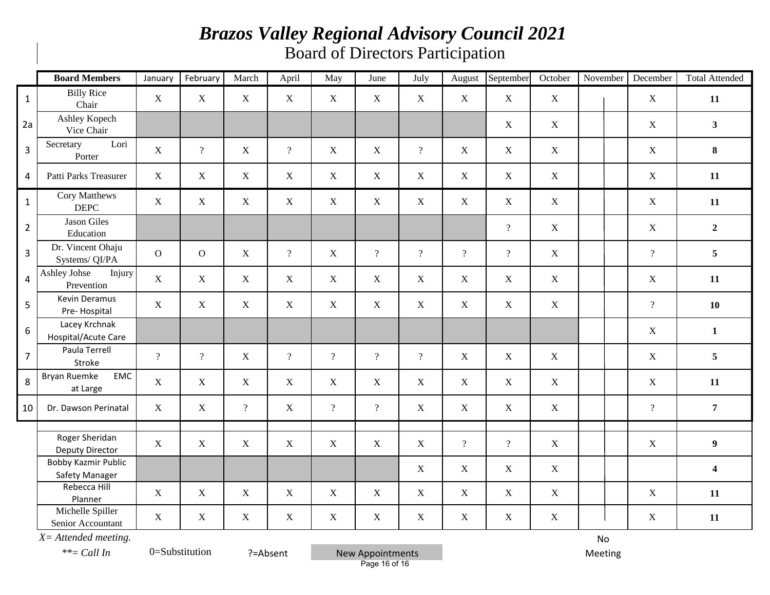# *Brazos Valley Regional Advisory Council 2021*

## Board of Directors Participation

| | Board Members | January | February | March | April | May | June | July | August | September | October | November | December | Total Attended |
|---|---|---|---|---|---|---|---|---|---|---|---|---|---|---|
| 1 | Billy Rice Chair | X | X | X | X | X | X | X | X | X | X | | X | **11** |
| 2a | Ashley Kopech Vice Chair | | | | | | | | | X | X | | X | **3** |
| 3 | Secretary Lori Porter | X | ? | X | ? | X | X | ? | X | X | X | | X | **8** |
| 4 | Patti Parks Treasurer | X | X | X | X | X | X | X | X | X | X | | X | **11** |
| 1 | Cory Matthews DEPC | X | X | X | X | X | X | X | X | X | X | | X | **11** |
| 2 | Jason Giles Education | | | | | | | | | ? | X | | X | **2** |
| 3 | Dr. Vincent Ohaju Systems/ QI/PA | O | O | X | ? | X | ? | ? | ? | ? | X | | ? | **5** |
| 4 | Ashley Johse Injury Prevention | X | X | X | X | X | X | X | X | X | X | | X | **11** |
| 5 | Kevin Deramus Pre- Hospital | X | X | X | X | X | X | X | X | X | X | | ? | **10** |
| 6 | Lacey Krchnak Hospital/Acute Care | | | | | | | | | | | | X | **1** |
| 7 | Paula Terrell Stroke | ? | ? | X | ? | ? | ? | ? | X | X | X | | X | **5** |
| 8 | Bryan Ruemke EMC at Large | X | X | X | X | X | X | X | X | X | X | | X | **11** |
| 10 | Dr. Dawson Perinatal | X | X | ? | X | ? | ? | X | X | X | X | | ? | **7** |
| | | | | | | | | | | | | | | |
| | Roger Sheridan Deputy Director | X | X | X | X | X | X | X | ? | ? | X | | X | **9** |
| | Bobby Kazmir Public Safety Manager | | | | | | | X | X | X | X | | | **4** |
| | Rebecca Hill Planner | X | X | X | X | X | X | X | X | X | X | | X | **11** |
| | Michelle Spiller Senior Accountant | X | X | X | X | X | X | X | X | X | X | | X | **11** |

*X= Attended meeting.*

*\*\*= Call In* 0=Substitution ?=Absent New Appointments

No Meeting